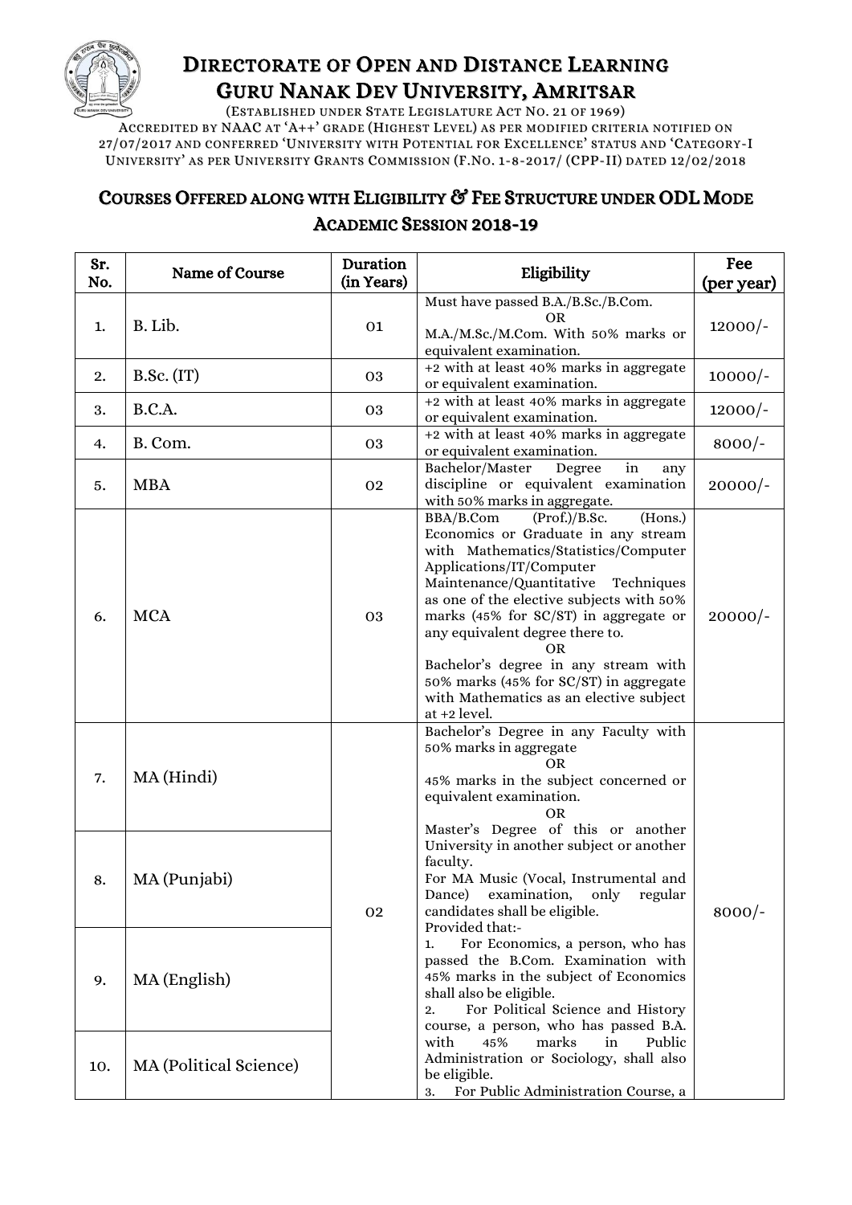# Directorate of Open and Distance Learning
# Guru Nanak Dev University, Amritsar

(Established under State Legislature Act No. 21 of 1969)
Accredited by NAAC at 'A++' grade (Highest Level) as per modified criteria notified on 27/07/2017 and conferred 'University with Potential for Excellence' status and 'Category-I University' as per University Grants Commission (F.No. 1-8-2017/ (CPP-II) dated 12/02/2018

## Courses Offered along with Eligibility & Fee Structure under ODL Mode Academic Session 2018-19

| Sr. No. | Name of Course | Duration (in Years) | Eligibility | Fee (per year) |
|---|---|---|---|---|
| 1. | B. Lib. | 01 | Must have passed B.A./B.Sc./B.Com. OR M.A./M.Sc./M.Com. With 50% marks or equivalent examination. | 12000/- |
| 2. | B.Sc. (IT) | 03 | +2 with at least 40% marks in aggregate or equivalent examination. | 10000/- |
| 3. | B.C.A. | 03 | +2 with at least 40% marks in aggregate or equivalent examination. | 12000/- |
| 4. | B. Com. | 03 | +2 with at least 40% marks in aggregate or equivalent examination. | 8000/- |
| 5. | MBA | 02 | Bachelor/Master Degree in any discipline or equivalent examination with 50% marks in aggregate. | 20000/- |
| 6. | MCA | 03 | BBA/B.Com (Prof.)/B.Sc. (Hons.) Economics or Graduate in any stream with Mathematics/Statistics/Computer Applications/IT/Computer Maintenance/Quantitative Techniques as one of the elective subjects with 50% marks (45% for SC/ST) in aggregate or any equivalent degree there to. OR Bachelor's degree in any stream with 50% marks (45% for SC/ST) in aggregate with Mathematics as an elective subject at +2 level. | 20000/- |
| 7. | MA (Hindi) | 02 | Bachelor's Degree in any Faculty with 50% marks in aggregate OR 45% marks in the subject concerned or equivalent examination. OR Master's Degree of this or another University in another subject or another faculty. For MA Music (Vocal, Instrumental and Dance) examination, only regular candidates shall be eligible. Provided that:- 1. For Economics, a person, who has passed the B.Com. Examination with 45% marks in the subject of Economics shall also be eligible. 2. For Political Science and History course, a person, who has passed B.A. with 45% marks in Public Administration or Sociology, shall also be eligible. 3. For Public Administration Course, a | 8000/- |
| 8. | MA (Punjabi) | | | |
| 9. | MA (English) | | | |
| 10. | MA (Political Science) | | | |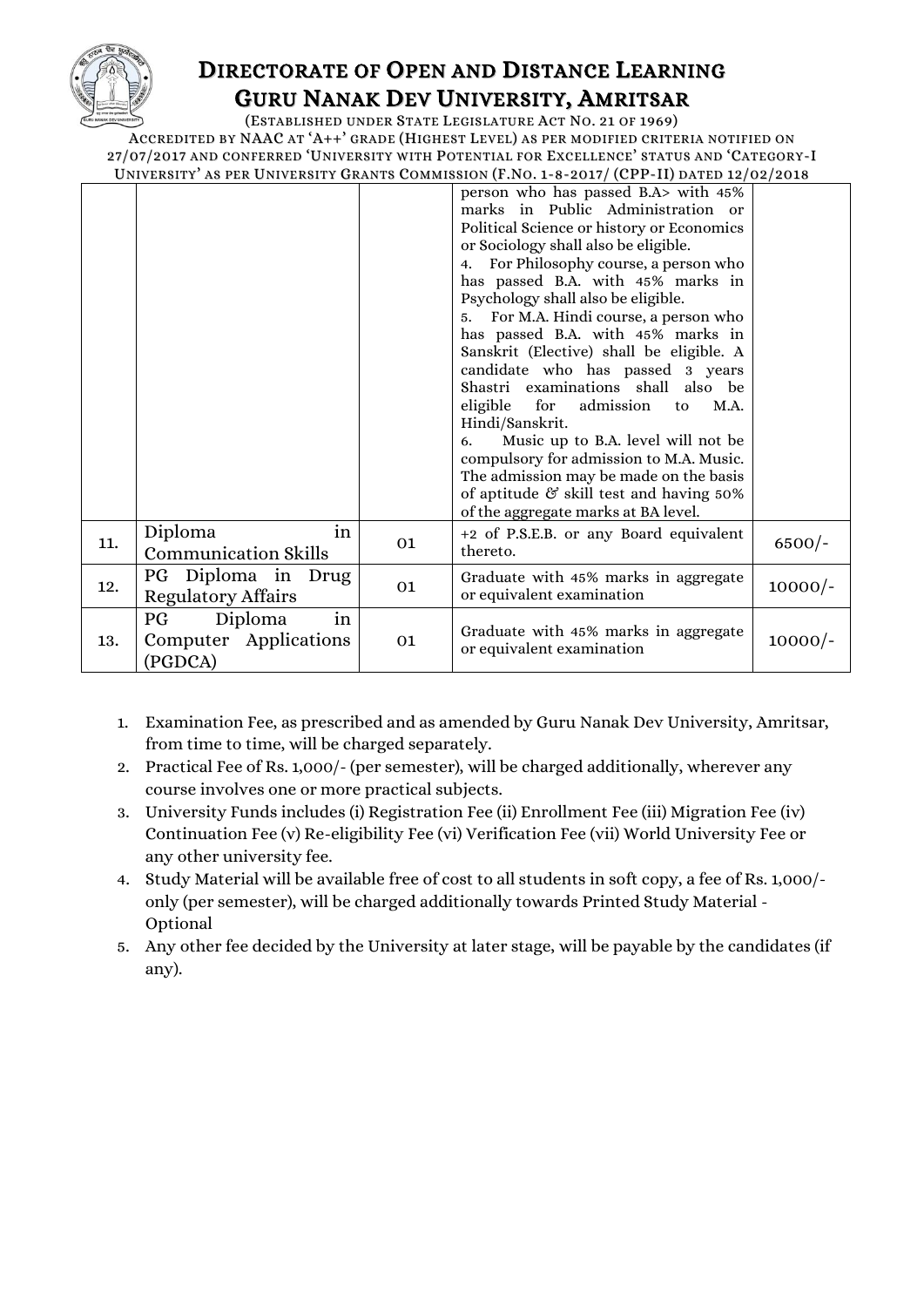# Directorate of Open and Distance Learning
# Guru Nanak Dev University, Amritsar

(Established under State Legislature Act No. 21 of 1969)
Accredited by NAAC at 'A++' grade (Highest Level) as per modified criteria notified on 27/07/2017 and conferred 'University with Potential for Excellence' status and 'Category-I University' as per University Grants Commission (F.No. 1-8-2017/ (CPP-II) dated 12/02/2018

| | | | | |
|---|---|---|---|---|
| | | | person who has passed B.A> with 45% marks in Public Administration or Political Science or history or Economics or Sociology shall also be eligible.<br>4. For Philosophy course, a person who has passed B.A. with 45% marks in Psychology shall also be eligible.<br>5. For M.A. Hindi course, a person who has passed B.A. with 45% marks in Sanskrit (Elective) shall be eligible. A candidate who has passed 3 years Shastri examinations shall also be eligible for admission to M.A. Hindi/Sanskrit.<br>6. Music up to B.A. level will not be compulsory for admission to M.A. Music. The admission may be made on the basis of aptitude & skill test and having 50% of the aggregate marks at BA level. | |
| 11. | Diploma in Communication Skills | 01 | +2 of P.S.E.B. or any Board equivalent thereto. | 6500/- |
| 12. | PG Diploma in Drug Regulatory Affairs | 01 | Graduate with 45% marks in aggregate or equivalent examination | 10000/- |
| 13. | PG Diploma in Computer Applications (PGDCA) | 01 | Graduate with 45% marks in aggregate or equivalent examination | 10000/- |

1. Examination Fee, as prescribed and as amended by Guru Nanak Dev University, Amritsar, from time to time, will be charged separately.
2. Practical Fee of Rs. 1,000/- (per semester), will be charged additionally, wherever any course involves one or more practical subjects.
3. University Funds includes (i) Registration Fee (ii) Enrollment Fee (iii) Migration Fee (iv) Continuation Fee (v) Re-eligibility Fee (vi) Verification Fee (vii) World University Fee or any other university fee.
4. Study Material will be available free of cost to all students in soft copy, a fee of Rs. 1,000/- only (per semester), will be charged additionally towards Printed Study Material - Optional
5. Any other fee decided by the University at later stage, will be payable by the candidates (if any).